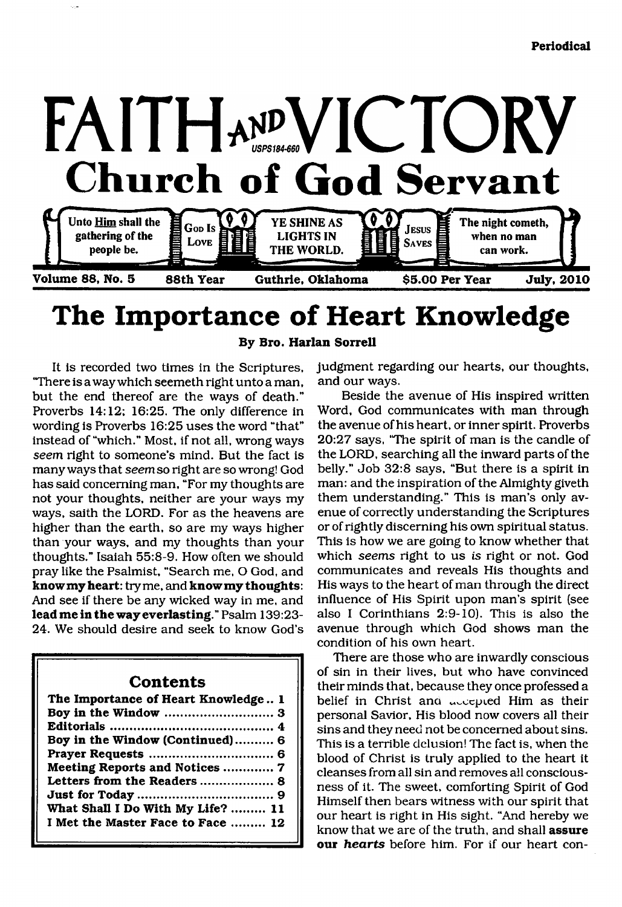Periodical

# FAITH AND VICTORY

USPS184-660

## Church of God Servant

Unto Him shall the gathering of the people be. | God Is Love | YE SHINE AS LIGHTS IN THE WORLD. | Jesus Saves | The night cometh, when no man can work.

Volume 88, No. 5 | 88th Year | Guthrie, Oklahoma | $5.00 Per Year | July, 2010

# The Importance of Heart Knowledge

By Bro. Harlan Sorrell

It is recorded two times in the Scriptures, "There is a way which seemeth right unto a man, but the end thereof are the ways of death." Proverbs 14:12; 16:25. The only difference in wording is Proverbs 16:25 uses the word "that" instead of "which." Most, if not all, wrong ways *seem* right to someone's mind. But the fact is many ways that *seem* so right are so wrong! God has said concerning man, "For my thoughts are not your thoughts, neither are your ways my ways, saith the LORD. For as the heavens are higher than the earth, so are my ways higher than your ways, and my thoughts than your thoughts." Isaiah 55:8-9. How often we should pray like the Psalmist, "Search me, O God, and **know my heart**: try me, and **know my thoughts**: And see if there be any wicked way in me, and **lead me in the way everlasting**." Psalm 139:23-24. We should desire and seek to know God's judgment regarding our hearts, our thoughts, and our ways.

Beside the avenue of His inspired written Word, God communicates with man through the avenue of his heart, or inner spirit. Proverbs 20:27 says, "The spirit of man is the candle of the LORD, searching all the inward parts of the belly." Job 32:8 says, "But there is a spirit in man: and the inspiration of the Almighty giveth them understanding." This is man's only avenue of correctly understanding the Scriptures or of rightly discerning his own spiritual status. This is how we are going to know whether that which *seems* right to us *is* right or not. God communicates and reveals His thoughts and His ways to the heart of man through the direct influence of His Spirit upon man's spirit (see also I Corinthians 2:9-10). This is also the avenue through which God shows man the condition of his own heart.

There are those who are inwardly conscious of sin in their lives, but who have convinced their minds that, because they once professed a belief in Christ and accepted Him as their personal Savior, His blood now covers all their sins and they need not be concerned about sins. This is a terrible delusion! The fact is, when the blood of Christ is truly applied to the heart it cleanses from all sin and removes all consciousness of it. The sweet, comforting Spirit of God Himself then bears witness with our spirit that our heart is right in His sight. "And hereby we know that we are of the truth, and shall **assure our *hearts*** before him. For if our heart con-

## Contents

| | |
|---|---|
| The Importance of Heart Knowledge | 1 |
| Boy in the Window | 3 |
| Editorials | 4 |
| Boy in the Window (Continued) | 6 |
| Prayer Requests | 6 |
| Meeting Reports and Notices | 7 |
| Letters from the Readers | 8 |
| Just for Today | 9 |
| What Shall I Do With My Life? | 11 |
| I Met the Master Face to Face | 12 |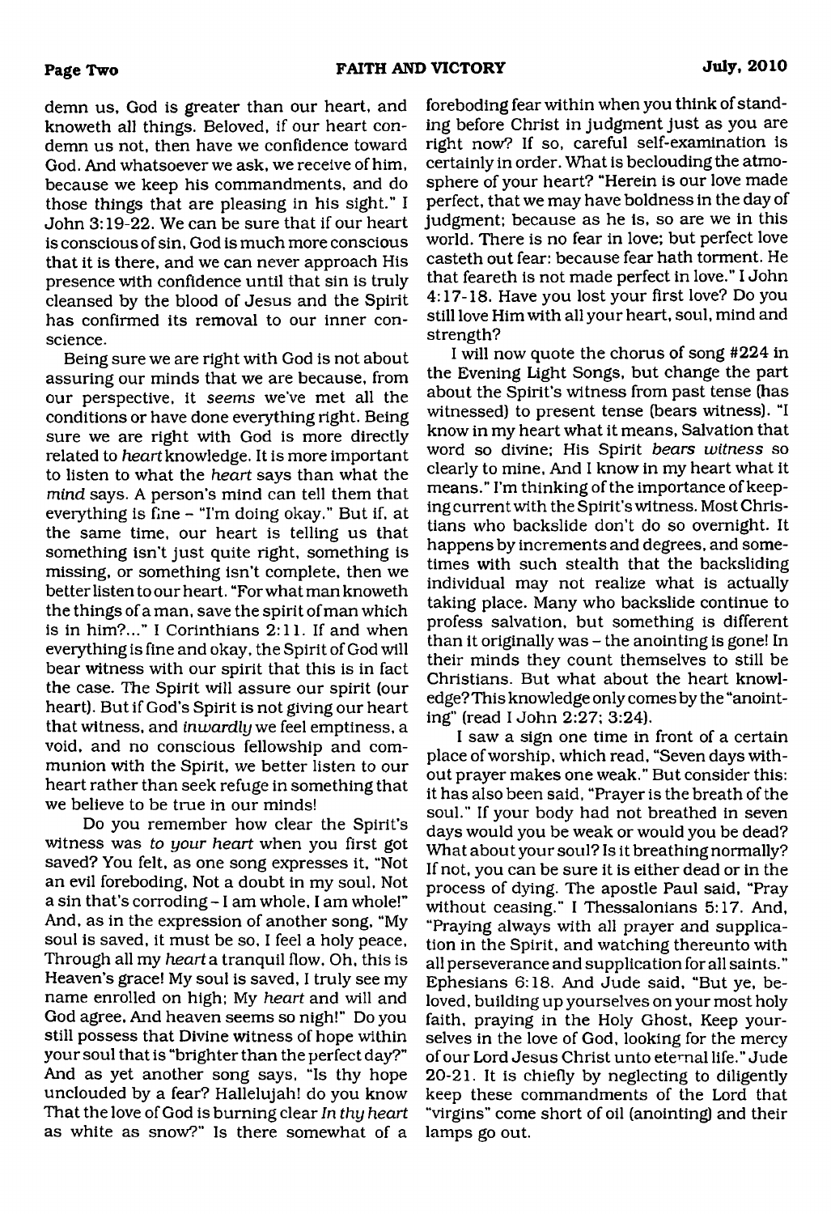demn us, God is greater than our heart, and knoweth all things. Beloved, if our heart condemn us not, then have we confidence toward God. And whatsoever we ask, we receive of him, because we keep his commandments, and do those things that are pleasing in his sight." I John 3:19-22. We can be sure that if our heart is conscious of sin, God is much more conscious that it is there, and we can never approach His presence with confidence until that sin is truly cleansed by the blood of Jesus and the Spirit has confirmed its removal to our inner conscience.

Being sure we are right with God is not about assuring our minds that we are because, from our perspective, it *seems* we've met all the conditions or have done everything right. Being sure we are right with God is more directly related to *heart* knowledge. It is more important to listen to what the *heart* says than what the *mind* says. A person's mind can tell them that everything is fine – "I'm doing okay." But if, at the same time, our heart is telling us that something isn't just quite right, something is missing, or something isn't complete, then we better listen to our heart. "For what man knoweth the things of a man, save the spirit of man which is in him?..." I Corinthians 2:11. If and when everything is fine and okay, the Spirit of God will bear witness with our spirit that this is in fact the case. The Spirit will assure our spirit (our heart). But if God's Spirit is not giving our heart that witness, and *inwardly* we feel emptiness, a void, and no conscious fellowship and communion with the Spirit, we better listen to our heart rather than seek refuge in something that we believe to be true in our minds!

Do you remember how clear the Spirit's witness was *to your heart* when you first got saved? You felt, as one song expresses it, "Not an evil foreboding, Not a doubt in my soul, Not a sin that's corroding – I am whole, I am whole!" And, as in the expression of another song, "My soul is saved, it must be so, I feel a holy peace, Through all my *heart* a tranquil flow, Oh, this is Heaven's grace! My soul is saved, I truly see my name enrolled on high; My *heart* and will and God agree, And heaven seems so nigh!" Do you still possess that Divine witness of hope within your soul that is "brighter than the perfect day?" And as yet another song says, "Is thy hope unclouded by a fear? Hallelujah! do you know That the love of God is burning clear *In thy heart* as white as snow?" Is there somewhat of a foreboding fear within when you think of standing before Christ in judgment just as you are right now? If so, careful self-examination is certainly in order. What is beclouding the atmosphere of your heart? "Herein is our love made perfect, that we may have boldness in the day of judgment; because as he is, so are we in this world. There is no fear in love; but perfect love casteth out fear: because fear hath torment. He that feareth is not made perfect in love." I John 4:17-18. Have you lost your first love? Do you still love Him with all your heart, soul, mind and strength?

I will now quote the chorus of song #224 in the Evening Light Songs, but change the part about the Spirit's witness from past tense (has witnessed) to present tense (bears witness). "I know in my heart what it means, Salvation that word so divine; His Spirit *bears witness* so clearly to mine, And I know in my heart what it means." I'm thinking of the importance of keeping current with the Spirit's witness. Most Christians who backslide don't do so overnight. It happens by increments and degrees, and sometimes with such stealth that the backsliding individual may not realize what is actually taking place. Many who backslide continue to profess salvation, but something is different than it originally was – the anointing is gone! In their minds they count themselves to still be Christians. But what about the heart knowledge? This knowledge only comes by the "anointing" (read I John 2:27; 3:24).

I saw a sign one time in front of a certain place of worship, which read, "Seven days without prayer makes one weak." But consider this: it has also been said, "Prayer is the breath of the soul." If your body had not breathed in seven days would you be weak or would you be dead? What about your soul? Is it breathing normally? If not, you can be sure it is either dead or in the process of dying. The apostle Paul said, "Pray without ceasing." I Thessalonians 5:17. And, "Praying always with all prayer and supplication in the Spirit, and watching thereunto with all perseverance and supplication for all saints." Ephesians 6:18. And Jude said, "But ye, beloved, building up yourselves on your most holy faith, praying in the Holy Ghost, Keep yourselves in the love of God, looking for the mercy of our Lord Jesus Christ unto eternal life." Jude 20-21. It is chiefly by neglecting to diligently keep these commandments of the Lord that "virgins" come short of oil (anointing) and their lamps go out.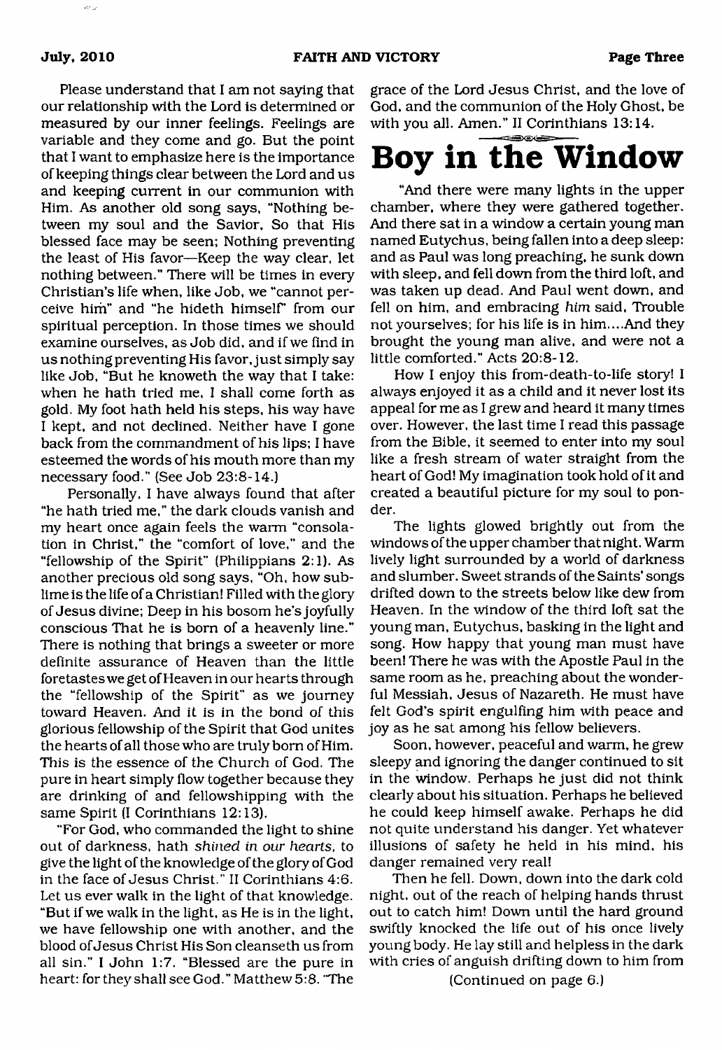Please understand that I am not saying that our relationship with the Lord is determined or measured by our inner feelings. Feelings are variable and they come and go. But the point that I want to emphasize here is the importance of keeping things clear between the Lord and us and keeping current in our communion with Him. As another old song says, "Nothing between my soul and the Savior, So that His blessed face may be seen; Nothing preventing the least of His favor—Keep the way clear, let nothing between." There will be times in every Christian's life when, like Job, we "cannot perceive him" and "he hideth himself" from our spiritual perception. In those times we should examine ourselves, as Job did, and if we find in us nothing preventing His favor, just simply say like Job, "But he knoweth the way that I take: when he hath tried me, I shall come forth as gold. My foot hath held his steps, his way have I kept, and not declined. Neither have I gone back from the commandment of his lips; I have esteemed the words of his mouth more than my necessary food." (See Job 23:8-14.)

Personally, I have always found that after "he hath tried me," the dark clouds vanish and my heart once again feels the warm "consolation in Christ," the "comfort of love," and the "fellowship of the Spirit" (Philippians 2:1). As another precious old song says, "Oh, how sublime is the life of a Christian! Filled with the glory of Jesus divine; Deep in his bosom he's joyfully conscious That he is born of a heavenly line." There is nothing that brings a sweeter or more definite assurance of Heaven than the little foretastes we get of Heaven in our hearts through the "fellowship of the Spirit" as we journey toward Heaven. And it is in the bond of this glorious fellowship of the Spirit that God unites the hearts of all those who are truly born of Him. This is the essence of the Church of God. The pure in heart simply flow together because they are drinking of and fellowshipping with the same Spirit (I Corinthians 12:13).

"For God, who commanded the light to shine out of darkness, hath *shined in our hearts*, to give the light of the knowledge of the glory of God in the face of Jesus Christ." II Corinthians 4:6. Let us ever walk in the light of that knowledge. "But if we walk in the light, as He is in the light, we have fellowship one with another, and the blood of Jesus Christ His Son cleanseth us from all sin." I John 1:7. "Blessed are the pure in heart: for they shall see God." Matthew 5:8. "The grace of the Lord Jesus Christ, and the love of God, and the communion of the Holy Ghost, be with you all. Amen." II Corinthians 13:14.

# Boy in the Window

"And there were many lights in the upper chamber, where they were gathered together. And there sat in a window a certain young man named Eutychus, being fallen into a deep sleep: and as Paul was long preaching, he sunk down with sleep, and fell down from the third loft, and was taken up dead. And Paul went down, and fell on him, and embracing *him* said, Trouble not yourselves; for his life is in him....And they brought the young man alive, and were not a little comforted." Acts 20:8-12.

How I enjoy this from-death-to-life story! I always enjoyed it as a child and it never lost its appeal for me as I grew and heard it many times over. However, the last time I read this passage from the Bible, it seemed to enter into my soul like a fresh stream of water straight from the heart of God! My imagination took hold of it and created a beautiful picture for my soul to ponder.

The lights glowed brightly out from the windows of the upper chamber that night. Warm lively light surrounded by a world of darkness and slumber. Sweet strands of the Saints' songs drifted down to the streets below like dew from Heaven. In the window of the third loft sat the young man, Eutychus, basking in the light and song. How happy that young man must have been! There he was with the Apostle Paul in the same room as he, preaching about the wonderful Messiah, Jesus of Nazareth. He must have felt God's spirit engulfing him with peace and joy as he sat among his fellow believers.

Soon, however, peaceful and warm, he grew sleepy and ignoring the danger continued to sit in the window. Perhaps he just did not think clearly about his situation. Perhaps he believed he could keep himself awake. Perhaps he did not quite understand his danger. Yet whatever illusions of safety he held in his mind, his danger remained very real!

Then he fell. Down, down into the dark cold night, out of the reach of helping hands thrust out to catch him! Down until the hard ground swiftly knocked the life out of his once lively young body. He lay still and helpless in the dark with cries of anguish drifting down to him from

(Continued on page 6.)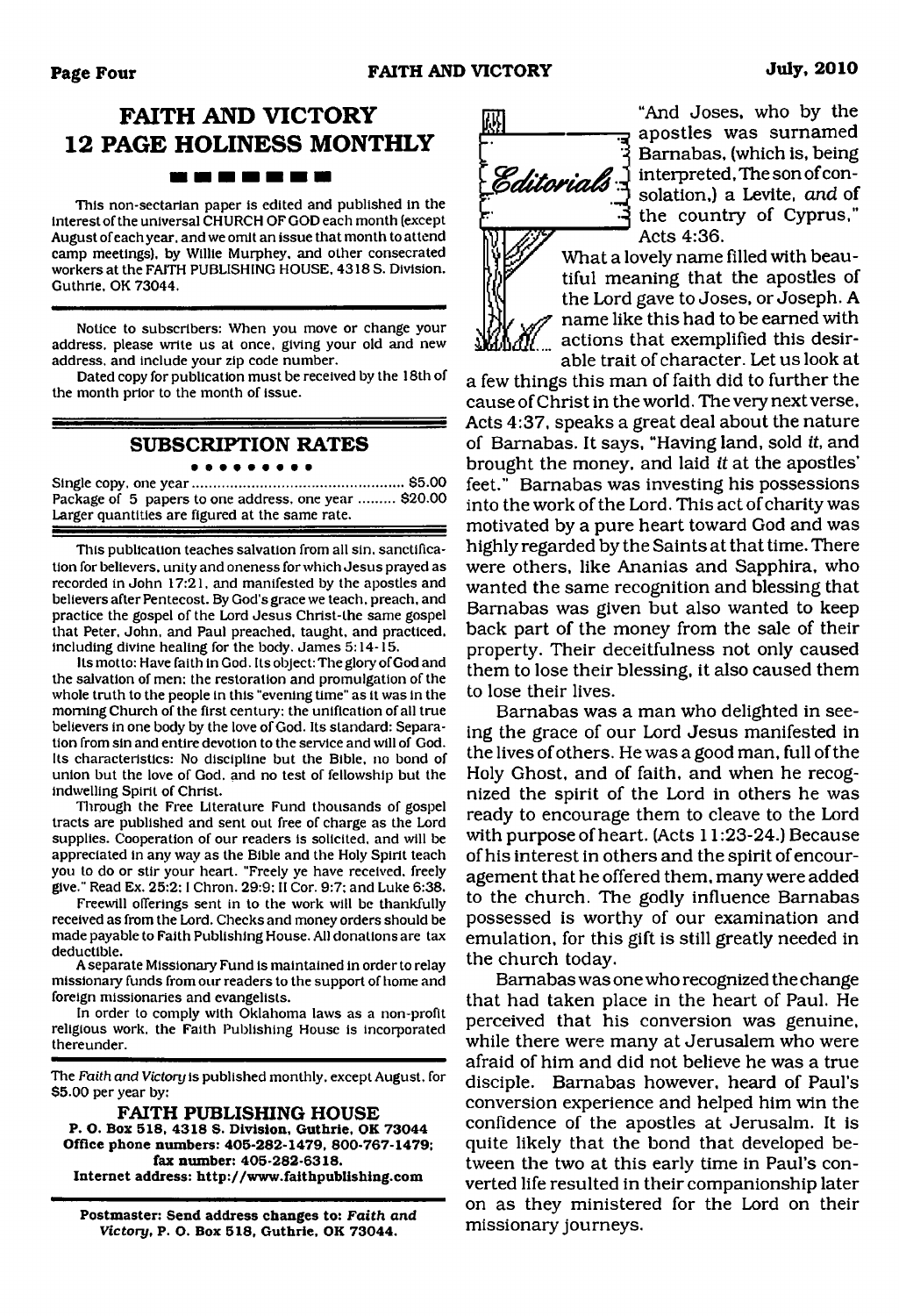## FAITH AND VICTORY 12 PAGE HOLINESS MONTHLY

This non-sectarian paper is edited and published in the interest of the universal CHURCH OF GOD each month (except August of each year, and we omit an issue that month to attend camp meetings), by Willie Murphey, and other consecrated workers at the FAITH PUBLISHING HOUSE, 4318 S. Division, Guthrie, OK 73044.

Notice to subscribers: When you move or change your address, please write us at once, giving your old and new address, and include your zip code number.

Dated copy for publication must be received by the 18th of the month prior to the month of issue.

### SUBSCRIPTION RATES

Single copy, one year .................................................. $5.00
Package of 5 papers to one address, one year ......... $20.00
Larger quantities are figured at the same rate.

This publication teaches salvation from all sin, sanctification for believers, unity and oneness for which Jesus prayed as recorded in John 17:21, and manifested by the apostles and believers after Pentecost. By God's grace we teach, preach, and practice the gospel of the Lord Jesus Christ-the same gospel that Peter, John, and Paul preached, taught, and practiced, including divine healing for the body. James 5:14-15.

Its motto: Have faith in God. Its object: The glory of God and the salvation of men: the restoration and promulgation of the whole truth to the people in this "evening time" as it was in the morning Church of the first century: the unification of all true believers in one body by the love of God. Its standard: Separation from sin and entire devotion to the service and will of God. Its characteristics: No discipline but the Bible, no bond of union but the love of God, and no test of fellowship but the indwelling Spirit of Christ.

Through the Free Literature Fund thousands of gospel tracts are published and sent out free of charge as the Lord supplies. Cooperation of our readers is solicited, and will be appreciated in any way as the Bible and the Holy Spirit teach you to do or stir your heart. "Freely ye have received, freely give." Read Ex. 25:2; I Chron. 29:9; II Cor. 9:7; and Luke 6:38.

Freewill offerings sent in to the work will be thankfully received as from the Lord. Checks and money orders should be made payable to Faith Publishing House. All donations are tax deductible.

A separate Missionary Fund is maintained in order to relay missionary funds from our readers to the support of home and foreign missionaries and evangelists.

In order to comply with Oklahoma laws as a non-profit religious work, the Faith Publishing House is incorporated thereunder.

The *Faith and Victory* is published monthly, except August, for $5.00 per year by:

**FAITH PUBLISHING HOUSE**
**P. O. Box 518, 4318 S. Division, Guthrie, OK 73044**
**Office phone numbers: 405-282-1479, 800-767-1479;**
**fax number: 405-282-6318.**
**Internet address: http://www.faithpublishing.com**

**Postmaster: Send address changes to: *Faith and Victory*, P. O. Box 518, Guthrie, OK 73044.**

## Editorials

"And Joses, who by the apostles was surnamed Barnabas, (which is, being interpreted, The son of consolation,) a Levite, *and* of the country of Cyprus," Acts 4:36.

What a lovely name filled with beautiful meaning that the apostles of the Lord gave to Joses, or Joseph. A name like this had to be earned with actions that exemplified this desirable trait of character. Let us look at a few things this man of faith did to further the cause of Christ in the world. The very next verse, Acts 4:37, speaks a great deal about the nature of Barnabas. It says, "Having land, sold *it*, and brought the money, and laid *it* at the apostles' feet." Barnabas was investing his possessions into the work of the Lord. This act of charity was motivated by a pure heart toward God and was highly regarded by the Saints at that time. There were others, like Ananias and Sapphira, who wanted the same recognition and blessing that Barnabas was given but also wanted to keep back part of the money from the sale of their property. Their deceitfulness not only caused them to lose their blessing, it also caused them to lose their lives.

Barnabas was a man who delighted in seeing the grace of our Lord Jesus manifested in the lives of others. He was a good man, full of the Holy Ghost, and of faith, and when he recognized the spirit of the Lord in others he was ready to encourage them to cleave to the Lord with purpose of heart. (Acts 11:23-24.) Because of his interest in others and the spirit of encouragement that he offered them, many were added to the church. The godly influence Barnabas possessed is worthy of our examination and emulation, for this gift is still greatly needed in the church today.

Barnabas was one who recognized the change that had taken place in the heart of Paul. He perceived that his conversion was genuine, while there were many at Jerusalem who were afraid of him and did not believe he was a true disciple. Barnabas however, heard of Paul's conversion experience and helped him win the confidence of the apostles at Jerusalm. It is quite likely that the bond that developed between the two at this early time in Paul's converted life resulted in their companionship later on as they ministered for the Lord on their missionary journeys.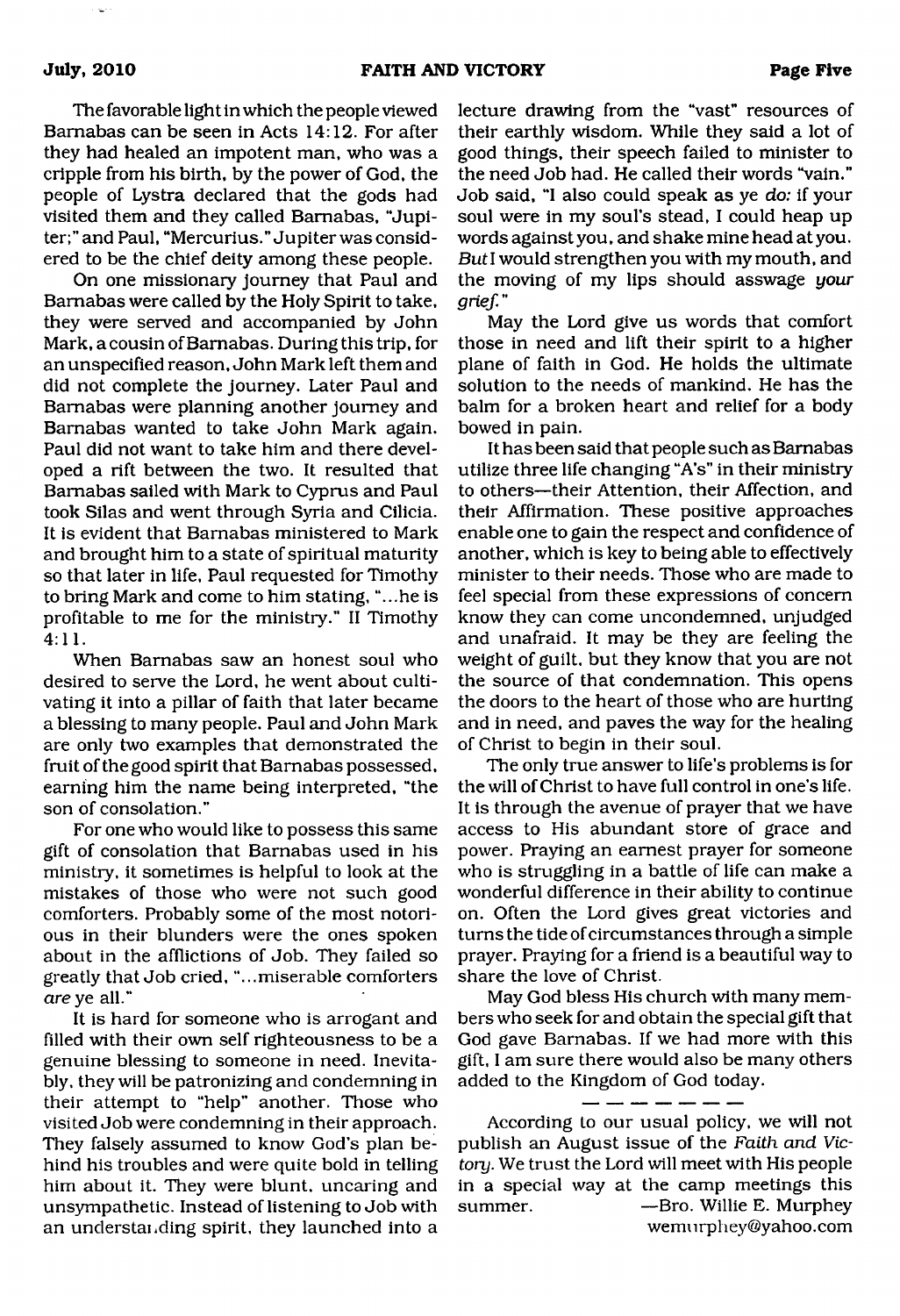The favorable light in which the people viewed Barnabas can be seen in Acts 14:12. For after they had healed an impotent man, who was a cripple from his birth, by the power of God, the people of Lystra declared that the gods had visited them and they called Barnabas, "Jupiter;" and Paul, "Mercurius." Jupiter was considered to be the chief deity among these people.

On one missionary journey that Paul and Barnabas were called by the Holy Spirit to take, they were served and accompanied by John Mark, a cousin of Barnabas. During this trip, for an unspecified reason, John Mark left them and did not complete the journey. Later Paul and Barnabas were planning another journey and Barnabas wanted to take John Mark again. Paul did not want to take him and there developed a rift between the two. It resulted that Barnabas sailed with Mark to Cyprus and Paul took Silas and went through Syria and Cilicia. It is evident that Barnabas ministered to Mark and brought him to a state of spiritual maturity so that later in life, Paul requested for Timothy to bring Mark and come to him stating, "...he is profitable to me for the ministry." II Timothy 4:11.

When Barnabas saw an honest soul who desired to serve the Lord, he went about cultivating it into a pillar of faith that later became a blessing to many people. Paul and John Mark are only two examples that demonstrated the fruit of the good spirit that Barnabas possessed, earning him the name being interpreted, "the son of consolation."

For one who would like to possess this same gift of consolation that Barnabas used in his ministry, it sometimes is helpful to look at the mistakes of those who were not such good comforters. Probably some of the most notorious in their blunders were the ones spoken about in the afflictions of Job. They failed so greatly that Job cried, "...miserable comforters *are* ye all."

It is hard for someone who is arrogant and filled with their own self righteousness to be a genuine blessing to someone in need. Inevitably, they will be patronizing and condemning in their attempt to "help" another. Those who visited Job were condemning in their approach. They falsely assumed to know God's plan behind his troubles and were quite bold in telling him about it. They were blunt, uncaring and unsympathetic. Instead of listening to Job with an understanding spirit, they launched into a lecture drawing from the "vast" resources of their earthly wisdom. While they said a lot of good things, their speech failed to minister to the need Job had. He called their words "vain." Job said, "I also could speak as ye *do:* if your soul were in my soul's stead, I could heap up words against you, and shake mine head at you. *But* I would strengthen you with my mouth, and the moving of my lips should asswage *your grief.*"

May the Lord give us words that comfort those in need and lift their spirit to a higher plane of faith in God. He holds the ultimate solution to the needs of mankind. He has the balm for a broken heart and relief for a body bowed in pain.

It has been said that people such as Barnabas utilize three life changing "A's" in their ministry to others—their Attention, their Affection, and their Affirmation. These positive approaches enable one to gain the respect and confidence of another, which is key to being able to effectively minister to their needs. Those who are made to feel special from these expressions of concern know they can come uncondemned, unjudged and unafraid. It may be they are feeling the weight of guilt, but they know that you are not the source of that condemnation. This opens the doors to the heart of those who are hurting and in need, and paves the way for the healing of Christ to begin in their soul.

The only true answer to life's problems is for the will of Christ to have full control in one's life. It is through the avenue of prayer that we have access to His abundant store of grace and power. Praying an earnest prayer for someone who is struggling in a battle of life can make a wonderful difference in their ability to continue on. Often the Lord gives great victories and turns the tide of circumstances through a simple prayer. Praying for a friend is a beautiful way to share the love of Christ.

May God bless His church with many members who seek for and obtain the special gift that God gave Barnabas. If we had more with this gift, I am sure there would also be many others added to the Kingdom of God today.

— — — — — — —

According to our usual policy, we will not publish an August issue of the *Faith and Victory*. We trust the Lord will meet with His people in a special way at the camp meetings this summer.

—Bro. Willie E. Murphey
wemurphey@yahoo.com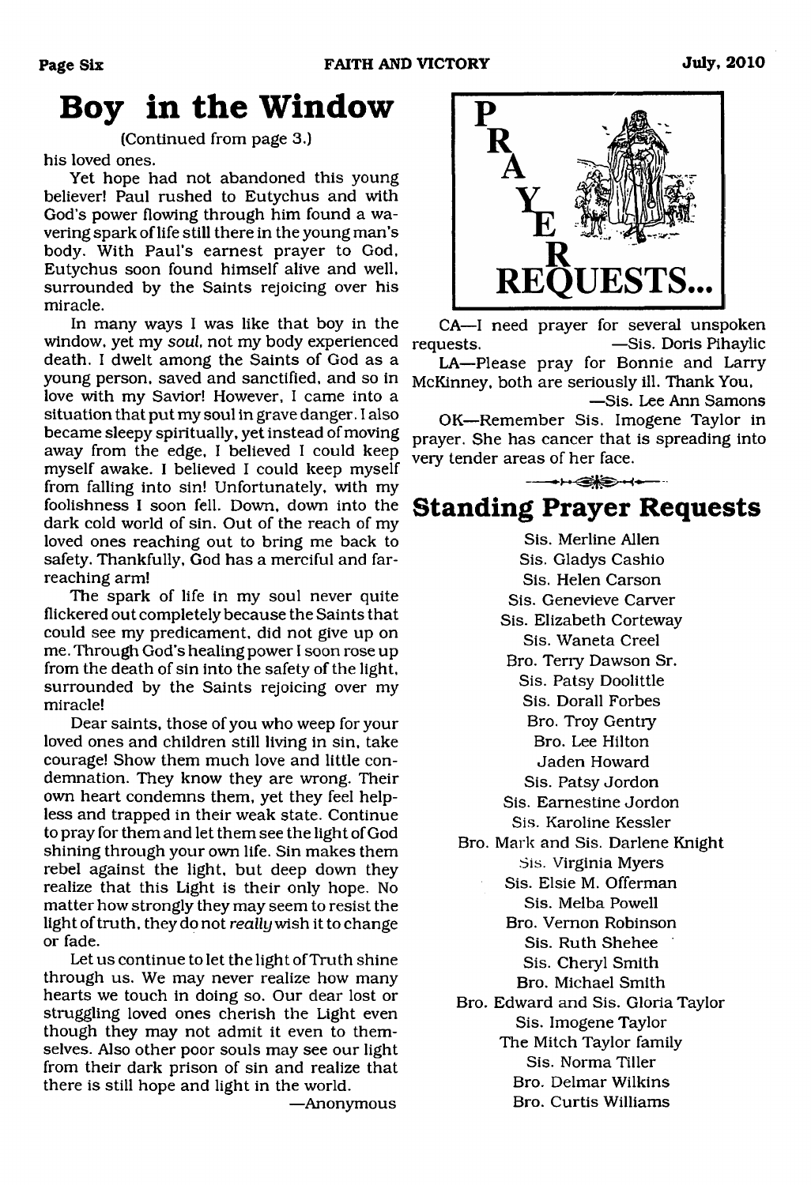# Boy in the Window

(Continued from page 3.)

his loved ones.

Yet hope had not abandoned this young believer! Paul rushed to Eutychus and with God's power flowing through him found a wavering spark of life still there in the young man's body. With Paul's earnest prayer to God, Eutychus soon found himself alive and well, surrounded by the Saints rejoicing over his miracle.

In many ways I was like that boy in the window, yet my *soul*, not my body experienced death. I dwelt among the Saints of God as a young person, saved and sanctified, and so in love with my Savior! However, I came into a situation that put my soul in grave danger. I also became sleepy spiritually, yet instead of moving away from the edge, I believed I could keep myself awake. I believed I could keep myself from falling into sin! Unfortunately, with my foolishness I soon fell. Down, down into the dark cold world of sin. Out of the reach of my loved ones reaching out to bring me back to safety. Thankfully, God has a merciful and far-reaching arm!

The spark of life in my soul never quite flickered out completely because the Saints that could see my predicament, did not give up on me. Through God's healing power I soon rose up from the death of sin into the safety of the light, surrounded by the Saints rejoicing over my miracle!

Dear saints, those of you who weep for your loved ones and children still living in sin, take courage! Show them much love and little condemnation. They know they are wrong. Their own heart condemns them, yet they feel helpless and trapped in their weak state. Continue to pray for them and let them see the light of God shining through your own life. Sin makes them rebel against the light, but deep down they realize that this Light is their only hope. No matter how strongly they may seem to resist the light of truth, they do not *really* wish it to change or fade.

Let us continue to let the light of Truth shine through us. We may never realize how many hearts we touch in doing so. Our dear lost or struggling loved ones cherish the Light even though they may not admit it even to themselves. Also other poor souls may see our light from their dark prison of sin and realize that there is still hope and light in the world.

—Anonymous

# PRAYER REQUESTS...

CA—I need prayer for several unspoken requests. —Sis. Doris Pihaylic

LA—Please pray for Bonnie and Larry McKinney, both are seriously ill. Thank You, —Sis. Lee Ann Samons

OK—Remember Sis. Imogene Taylor in prayer. She has cancer that is spreading into very tender areas of her face.

## Standing Prayer Requests

Sis. Merline Allen
Sis. Gladys Cashio
Sis. Helen Carson
Sis. Genevieve Carver
Sis. Elizabeth Corteway
Sis. Waneta Creel
Bro. Terry Dawson Sr.
Sis. Patsy Doolittle
Sis. Dorall Forbes
Bro. Troy Gentry
Bro. Lee Hilton
Jaden Howard
Sis. Patsy Jordon
Sis. Earnestine Jordon
Sis. Karoline Kessler
Bro. Mark and Sis. Darlene Knight
Sis. Virginia Myers
Sis. Elsie M. Offerman
Sis. Melba Powell
Bro. Vernon Robinson
Sis. Ruth Shehee
Sis. Cheryl Smith
Bro. Michael Smith
Bro. Edward and Sis. Gloria Taylor
Sis. Imogene Taylor
The Mitch Taylor family
Sis. Norma Tiller
Bro. Delmar Wilkins
Bro. Curtis Williams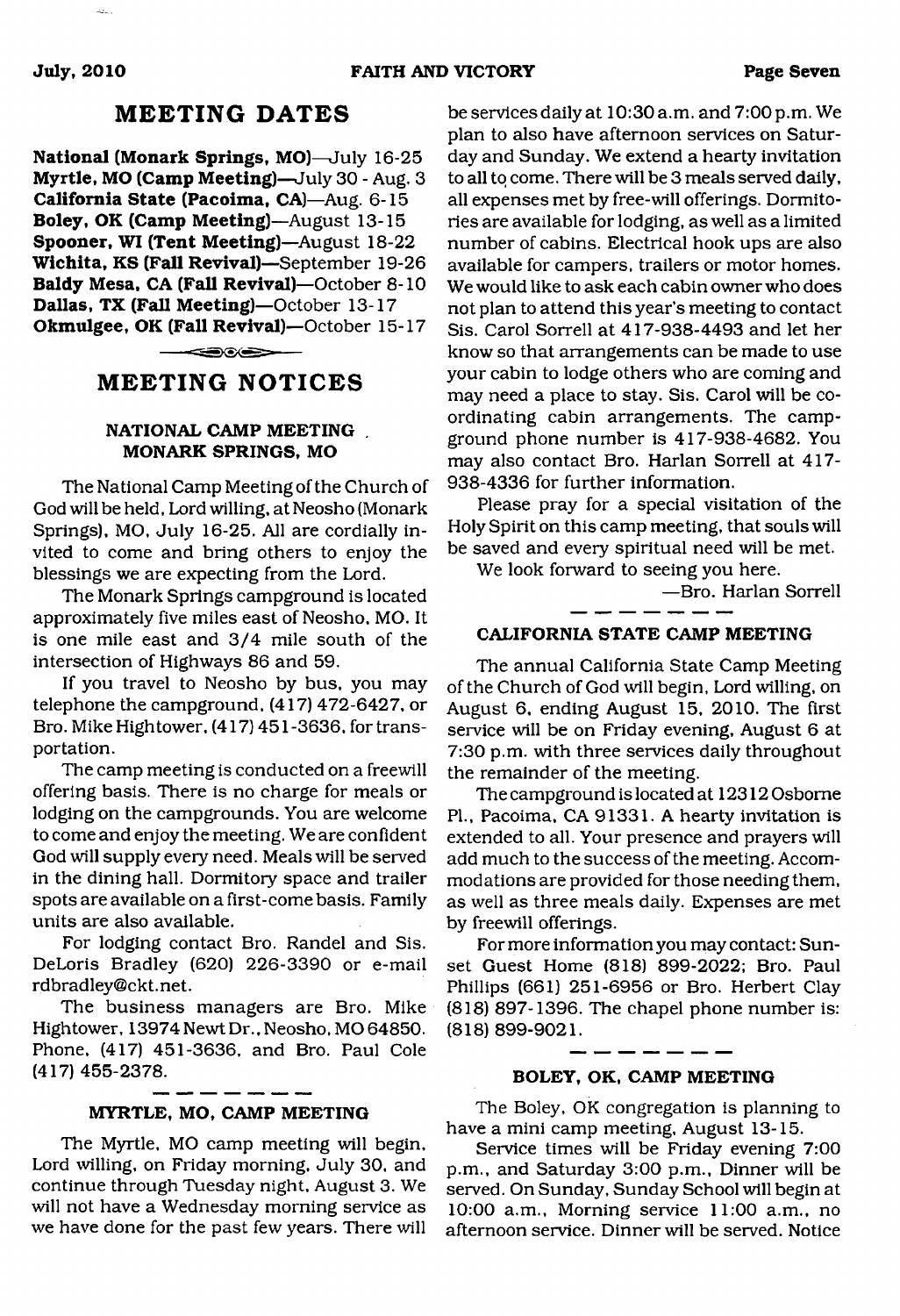## MEETING DATES

**National (Monark Springs, MO)**—July 16-25
**Myrtle, MO (Camp Meeting)**—July 30 - Aug. 3
**California State (Pacoima, CA)**—Aug. 6-15
**Boley, OK (Camp Meeting)**—August 13-15
**Spooner, WI (Tent Meeting)**—August 18-22
**Wichita, KS (Fall Revival)**—September 19-26
**Baldy Mesa, CA (Fall Revival)**—October 8-10
**Dallas, TX (Fall Meeting)**—October 13-17
**Okmulgee, OK (Fall Revival)**—October 15-17

## MEETING NOTICES

### NATIONAL CAMP MEETING MONARK SPRINGS, MO

The National Camp Meeting of the Church of God will be held, Lord willing, at Neosho (Monark Springs), MO, July 16-25. All are cordially invited to come and bring others to enjoy the blessings we are expecting from the Lord.

The Monark Springs campground is located approximately five miles east of Neosho, MO. It is one mile east and 3/4 mile south of the intersection of Highways 86 and 59.

If you travel to Neosho by bus, you may telephone the campground, (417) 472-6427, or Bro. Mike Hightower, (417) 451-3636, for transportation.

The camp meeting is conducted on a freewill offering basis. There is no charge for meals or lodging on the campgrounds. You are welcome to come and enjoy the meeting. We are confident God will supply every need. Meals will be served in the dining hall. Dormitory space and trailer spots are available on a first-come basis. Family units are also available.

For lodging contact Bro. Randel and Sis. DeLoris Bradley (620) 226-3390 or e-mail rdbradley@ckt.net.

The business managers are Bro. Mike Hightower, 13974 Newt Dr., Neosho, MO 64850. Phone, (417) 451-3636, and Bro. Paul Cole (417) 455-2378.

### MYRTLE, MO, CAMP MEETING

The Myrtle, MO camp meeting will begin, Lord willing, on Friday morning, July 30, and continue through Tuesday night, August 3. We will not have a Wednesday morning service as we have done for the past few years. There will be services daily at 10:30 a.m. and 7:00 p.m. We plan to also have afternoon services on Saturday and Sunday. We extend a hearty invitation to all to come. There will be 3 meals served daily, all expenses met by free-will offerings. Dormitories are available for lodging, as well as a limited number of cabins. Electrical hook ups are also available for campers, trailers or motor homes. We would like to ask each cabin owner who does not plan to attend this year's meeting to contact Sis. Carol Sorrell at 417-938-4493 and let her know so that arrangements can be made to use your cabin to lodge others who are coming and may need a place to stay. Sis. Carol will be coordinating cabin arrangements. The campground phone number is 417-938-4682. You may also contact Bro. Harlan Sorrell at 417-938-4336 for further information.

Please pray for a special visitation of the Holy Spirit on this camp meeting, that souls will be saved and every spiritual need will be met.

We look forward to seeing you here.

—Bro. Harlan Sorrell

### CALIFORNIA STATE CAMP MEETING

The annual California State Camp Meeting of the Church of God will begin, Lord willing, on August 6, ending August 15, 2010. The first service will be on Friday evening, August 6 at 7:30 p.m. with three services daily throughout the remainder of the meeting.

The campground is located at 12312 Osborne Pl., Pacoima, CA 91331. A hearty invitation is extended to all. Your presence and prayers will add much to the success of the meeting. Accommodations are provided for those needing them, as well as three meals daily. Expenses are met by freewill offerings.

For more information you may contact: Sunset Guest Home (818) 899-2022; Bro. Paul Phillips (661) 251-6956 or Bro. Herbert Clay (818) 897-1396. The chapel phone number is: (818) 899-9021.

### BOLEY, OK, CAMP MEETING

The Boley, OK congregation is planning to have a mini camp meeting, August 13-15.

Service times will be Friday evening 7:00 p.m., and Saturday 3:00 p.m., Dinner will be served. On Sunday, Sunday School will begin at 10:00 a.m., Morning service 11:00 a.m., no afternoon service. Dinner will be served. Notice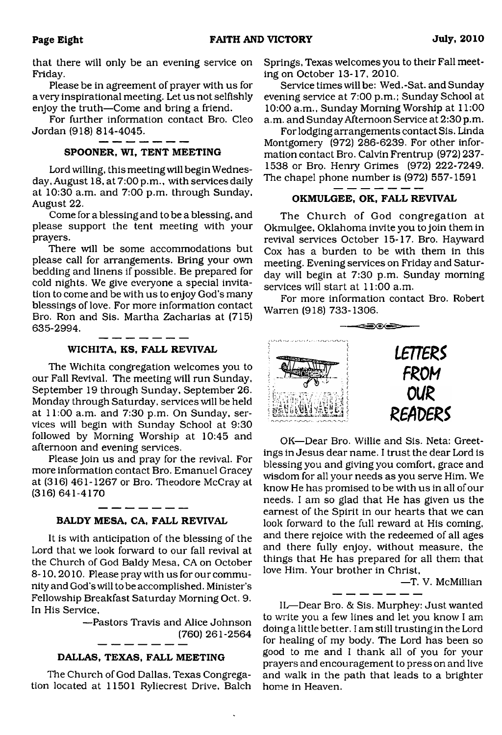that there will only be an evening service on Friday.

Please be in agreement of prayer with us for a very inspirational meeting. Let us not selfishly enjoy the truth—Come and bring a friend.

For further information contact Bro. Cleo Jordan (918) 814-4045.

### SPOONER, WI, TENT MEETING

Lord willing, this meeting will begin Wednesday, August 18, at 7:00 p.m., with services daily at 10:30 a.m. and 7:00 p.m. through Sunday, August 22.

Come for a blessing and to be a blessing, and please support the tent meeting with your prayers.

There will be some accommodations but please call for arrangements. Bring your own bedding and linens if possible. Be prepared for cold nights. We give everyone a special invitation to come and be with us to enjoy God's many blessings of love. For more information contact Bro. Ron and Sis. Martha Zacharias at (715) 635-2994.

### WICHITA, KS, FALL REVIVAL

The Wichita congregation welcomes you to our Fall Revival. The meeting will run Sunday, September 19 through Sunday, September 26. Monday through Saturday, services will be held at 11:00 a.m. and 7:30 p.m. On Sunday, services will begin with Sunday School at 9:30 followed by Morning Worship at 10:45 and afternoon and evening services.

Please join us and pray for the revival. For more information contact Bro. Emanuel Gracey at (316) 461-1267 or Bro. Theodore McCray at (316) 641-4170

### BALDY MESA, CA, FALL REVIVAL

It is with anticipation of the blessing of the Lord that we look forward to our fall revival at the Church of God Baldy Mesa, CA on October 8-10, 2010. Please pray with us for our community and God's will to be accomplished. Minister's Fellowship Breakfast Saturday Morning Oct. 9. In His Service,

—Pastors Travis and Alice Johnson (760) 261-2564

### DALLAS, TEXAS, FALL MEETING

The Church of God Dallas, Texas Congregation located at 11501 Ryliecrest Drive, Balch Springs, Texas welcomes you to their Fall meeting on October 13-17, 2010.

Service times will be: Wed.-Sat. and Sunday evening service at 7:00 p.m.; Sunday School at 10:00 a.m., Sunday Morning Worship at 11:00 a.m. and Sunday Afternoon Service at 2:30 p.m.

For lodging arrangements contact Sis. Linda Montgomery (972) 286-6239. For other information contact Bro. Calvin Frentrup (972) 237-1538 or Bro. Henry Grimes (972) 222-7249. The chapel phone number is (972) 557-1591

### OKMULGEE, OK, FALL REVIVAL

The Church of God congregation at Okmulgee, Oklahoma invite you to join them in revival services October 15-17. Bro. Hayward Cox has a burden to be with them in this meeting. Evening services on Friday and Saturday will begin at 7:30 p.m. Sunday morning services will start at 11:00 a.m.

For more information contact Bro. Robert Warren (918) 733-1306.

## LETTERS FROM OUR READERS

OK—Dear Bro. Willie and Sis. Neta: Greetings in Jesus dear name. I trust the dear Lord is blessing you and giving you comfort, grace and wisdom for all your needs as you serve Him. We know He has promised to be with us in all of our needs. I am so glad that He has given us the earnest of the Spirit in our hearts that we can look forward to the full reward at His coming, and there rejoice with the redeemed of all ages and there fully enjoy, without measure, the things that He has prepared for all them that love Him. Your brother in Christ,

—T. V. McMillian

IL—Dear Bro. & Sis. Murphey: Just wanted to write you a few lines and let you know I am doing a little better. I am still trusting in the Lord for healing of my body. The Lord has been so good to me and I thank all of you for your prayers and encouragement to press on and live and walk in the path that leads to a brighter home in Heaven.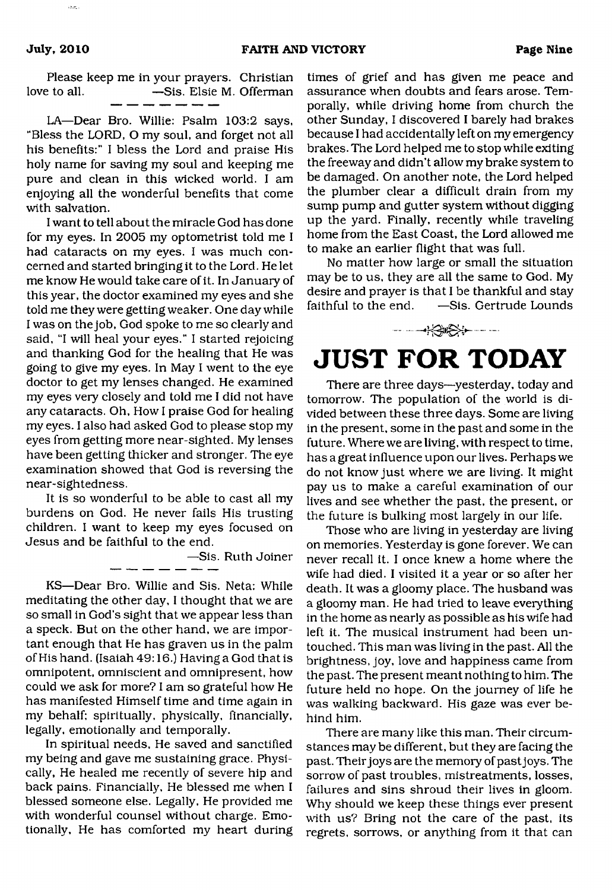Please keep me in your prayers. Christian love to all. —Sis. Elsie M. Offerman

LA—Dear Bro. Willie: Psalm 103:2 says, "Bless the LORD, O my soul, and forget not all his benefits:" I bless the Lord and praise His holy name for saving my soul and keeping me pure and clean in this wicked world. I am enjoying all the wonderful benefits that come with salvation.

I want to tell about the miracle God has done for my eyes. In 2005 my optometrist told me I had cataracts on my eyes. I was much concerned and started bringing it to the Lord. He let me know He would take care of it. In January of this year, the doctor examined my eyes and she told me they were getting weaker. One day while I was on the job, God spoke to me so clearly and said, "I will heal your eyes." I started rejoicing and thanking God for the healing that He was going to give my eyes. In May I went to the eye doctor to get my lenses changed. He examined my eyes very closely and told me I did not have any cataracts. Oh, How I praise God for healing my eyes. I also had asked God to please stop my eyes from getting more near-sighted. My lenses have been getting thicker and stronger. The eye examination showed that God is reversing the near-sightedness.

It is so wonderful to be able to cast all my burdens on God. He never fails His trusting children. I want to keep my eyes focused on Jesus and be faithful to the end.

—Sis. Ruth Joiner

KS—Dear Bro. Willie and Sis. Neta: While meditating the other day, I thought that we are so small in God's sight that we appear less than a speck. But on the other hand, we are important enough that He has graven us in the palm of His hand. (Isaiah 49:16.) Having a God that is omnipotent, omniscient and omnipresent, how could we ask for more? I am so grateful how He has manifested Himself time and time again in my behalf; spiritually, physically, financially, legally, emotionally and temporally.

In spiritual needs, He saved and sanctified my being and gave me sustaining grace. Physically, He healed me recently of severe hip and back pains. Financially, He blessed me when I blessed someone else. Legally, He provided me with wonderful counsel without charge. Emotionally, He has comforted my heart during times of grief and has given me peace and assurance when doubts and fears arose. Temporally, while driving home from church the other Sunday, I discovered I barely had brakes because I had accidentally left on my emergency brakes. The Lord helped me to stop while exiting the freeway and didn't allow my brake system to be damaged. On another note, the Lord helped the plumber clear a difficult drain from my sump pump and gutter system without digging up the yard. Finally, recently while traveling home from the East Coast, the Lord allowed me to make an earlier flight that was full.

No matter how large or small the situation may be to us, they are all the same to God. My desire and prayer is that I be thankful and stay faithful to the end. —Sis. Gertrude Lounds

# JUST FOR TODAY

There are three days—yesterday, today and tomorrow. The population of the world is divided between these three days. Some are living in the present, some in the past and some in the future. Where we are living, with respect to time, has a great influence upon our lives. Perhaps we do not know just where we are living. It might pay us to make a careful examination of our lives and see whether the past, the present, or the future is bulking most largely in our life.

Those who are living in yesterday are living on memories. Yesterday is gone forever. We can never recall it. I once knew a home where the wife had died. I visited it a year or so after her death. It was a gloomy place. The husband was a gloomy man. He had tried to leave everything in the home as nearly as possible as his wife had left it. The musical instrument had been untouched. This man was living in the past. All the brightness, joy, love and happiness came from the past. The present meant nothing to him. The future held no hope. On the journey of life he was walking backward. His gaze was ever behind him.

There are many like this man. Their circumstances may be different, but they are facing the past. Their joys are the memory of past joys. The sorrow of past troubles, mistreatments, losses, failures and sins shroud their lives in gloom. Why should we keep these things ever present with us? Bring not the care of the past, its regrets, sorrows, or anything from it that can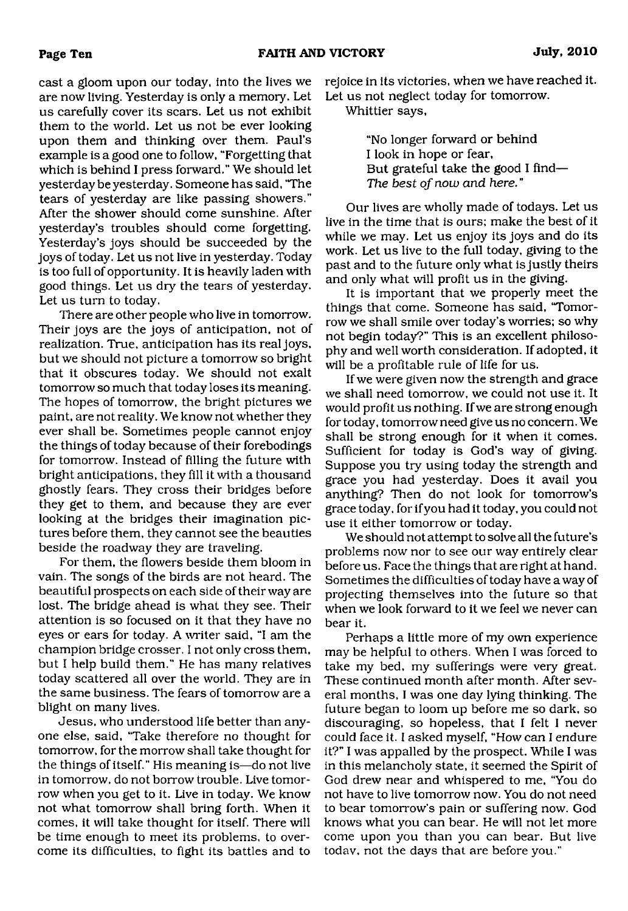cast a gloom upon our today, into the lives we are now living. Yesterday is only a memory. Let us carefully cover its scars. Let us not exhibit them to the world. Let us not be ever looking upon them and thinking over them. Paul's example is a good one to follow, "Forgetting that which is behind I press forward." We should let yesterday be yesterday. Someone has said, "The tears of yesterday are like passing showers." After the shower should come sunshine. After yesterday's troubles should come forgetting. Yesterday's joys should be succeeded by the joys of today. Let us not live in yesterday. Today is too full of opportunity. It is heavily laden with good things. Let us dry the tears of yesterday. Let us turn to today.

There are other people who live in tomorrow. Their joys are the joys of anticipation, not of realization. True, anticipation has its real joys, but we should not picture a tomorrow so bright that it obscures today. We should not exalt tomorrow so much that today loses its meaning. The hopes of tomorrow, the bright pictures we paint, are not reality. We know not whether they ever shall be. Sometimes people cannot enjoy the things of today because of their forebodings for tomorrow. Instead of filling the future with bright anticipations, they fill it with a thousand ghostly fears. They cross their bridges before they get to them, and because they are ever looking at the bridges their imagination pictures before them, they cannot see the beauties beside the roadway they are traveling.

For them, the flowers beside them bloom in vain. The songs of the birds are not heard. The beautiful prospects on each side of their way are lost. The bridge ahead is what they see. Their attention is so focused on it that they have no eyes or ears for today. A writer said, "I am the champion bridge crosser. I not only cross them, but I help build them." He has many relatives today scattered all over the world. They are in the same business. The fears of tomorrow are a blight on many lives.

Jesus, who understood life better than anyone else, said, "Take therefore no thought for tomorrow, for the morrow shall take thought for the things of itself." His meaning is—do not live in tomorrow, do not borrow trouble. Live tomorrow when you get to it. Live in today. We know not what tomorrow shall bring forth. When it comes, it will take thought for itself. There will be time enough to meet its problems, to overcome its difficulties, to fight its battles and to rejoice in its victories, when we have reached it. Let us not neglect today for tomorrow.

Whittier says,

> "No longer forward or behind
> I look in hope or fear,
> But grateful take the good I find—
> *The best of now and here.*"

Our lives are wholly made of todays. Let us live in the time that is ours; make the best of it while we may. Let us enjoy its joys and do its work. Let us live to the full today, giving to the past and to the future only what is justly theirs and only what will profit us in the giving.

It is important that we properly meet the things that come. Someone has said, "Tomorrow we shall smile over today's worries; so why not begin today?" This is an excellent philosophy and well worth consideration. If adopted, it will be a profitable rule of life for us.

If we were given now the strength and grace we shall need tomorrow, we could not use it. It would profit us nothing. If we are strong enough for today, tomorrow need give us no concern. We shall be strong enough for it when it comes. Sufficient for today is God's way of giving. Suppose you try using today the strength and grace you had yesterday. Does it avail you anything? Then do not look for tomorrow's grace today, for if you had it today, you could not use it either tomorrow or today.

We should not attempt to solve all the future's problems now nor to see our way entirely clear before us. Face the things that are right at hand. Sometimes the difficulties of today have a way of projecting themselves into the future so that when we look forward to it we feel we never can bear it.

Perhaps a little more of my own experience may be helpful to others. When I was forced to take my bed, my sufferings were very great. These continued month after month. After several months, I was one day lying thinking. The future began to loom up before me so dark, so discouraging, so hopeless, that I felt I never could face it. I asked myself, "How can I endure it?" I was appalled by the prospect. While I was in this melancholy state, it seemed the Spirit of God drew near and whispered to me, "You do not have to live tomorrow now. You do not need to bear tomorrow's pain or suffering now. God knows what you can bear. He will not let more come upon you than you can bear. But live today, not the days that are before you."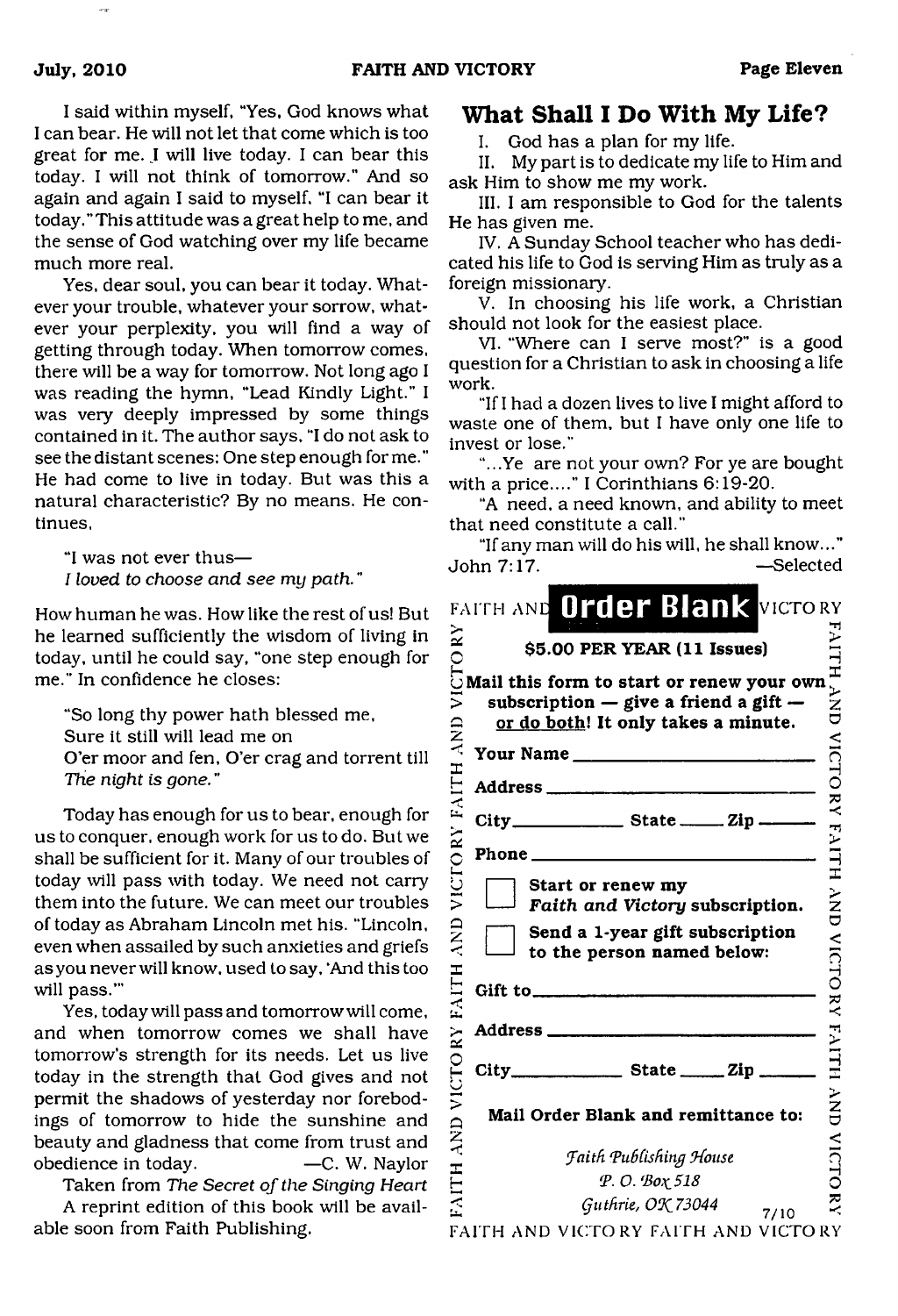I said within myself, "Yes, God knows what I can bear. He will not let that come which is too great for me. I will live today. I can bear this today. I will not think of tomorrow." And so again and again I said to myself, "I can bear it today." This attitude was a great help to me, and the sense of God watching over my life became much more real.

Yes, dear soul, you can bear it today. Whatever your trouble, whatever your sorrow, whatever your perplexity, you will find a way of getting through today. When tomorrow comes, there will be a way for tomorrow. Not long ago I was reading the hymn, "Lead Kindly Light." I was very deeply impressed by some things contained in it. The author says, "I do not ask to see the distant scenes: One step enough for me." He had come to live in today. But was this a natural characteristic? By no means. He continues,

> "I was not ever thus—
> *I loved to choose and see my path."*

How human he was. How like the rest of us! But he learned sufficiently the wisdom of living in today, until he could say, "one step enough for me." In confidence he closes:

> "So long thy power hath blessed me,
> Sure it still will lead me on
> O'er moor and fen, O'er crag and torrent till
> *The night is gone."*

Today has enough for us to bear, enough for us to conquer, enough work for us to do. But we shall be sufficient for it. Many of our troubles of today will pass with today. We need not carry them into the future. We can meet our troubles of today as Abraham Lincoln met his. "Lincoln, even when assailed by such anxieties and griefs as you never will know, used to say, 'And this too will pass.'"

Yes, today will pass and tomorrow will come, and when tomorrow comes we shall have tomorrow's strength for its needs. Let us live today in the strength that God gives and not permit the shadows of yesterday nor forebodings of tomorrow to hide the sunshine and beauty and gladness that come from trust and obedience in today. —C. W. Naylor

Taken from *The Secret of the Singing Heart*

A reprint edition of this book will be available soon from Faith Publishing.

## What Shall I Do With My Life?

I. God has a plan for my life.

II. My part is to dedicate my life to Him and ask Him to show me my work.

III. I am responsible to God for the talents He has given me.

IV. A Sunday School teacher who has dedicated his life to God is serving Him as truly as a foreign missionary.

V. In choosing his life work, a Christian should not look for the easiest place.

VI. "Where can I serve most?" is a good question for a Christian to ask in choosing a life work.

"If I had a dozen lives to live I might afford to waste one of them, but I have only one life to invest or lose."

"...Ye are not your own? For ye are bought with a price...." I Corinthians 6:19-20.

"A need, a need known, and ability to meet that need constitute a call."

"If any man will do his will, he shall know..." John 7:17. —Selected

## FAITH AND VICTORY Order Blank

**$5.00 PER YEAR (11 Issues)**

**Mail this form to start or renew your own subscription — give a friend a gift — or do both! It only takes a minute.**

**Your Name** ____________________

**Address** ____________________

**City** __________ **State** ______ **Zip** ______

**Phone** ____________________

☐ **Start or renew my *Faith and Victory* subscription.**

☐ **Send a 1-year gift subscription to the person named below:**

**Gift to** ____________________

**Address** ____________________

**City** __________ **State** ______ **Zip** ______

**Mail Order Blank and remittance to:**

*Faith Publishing House*
*P. O. Box 518*
*Guthrie, OK 73044*

7/10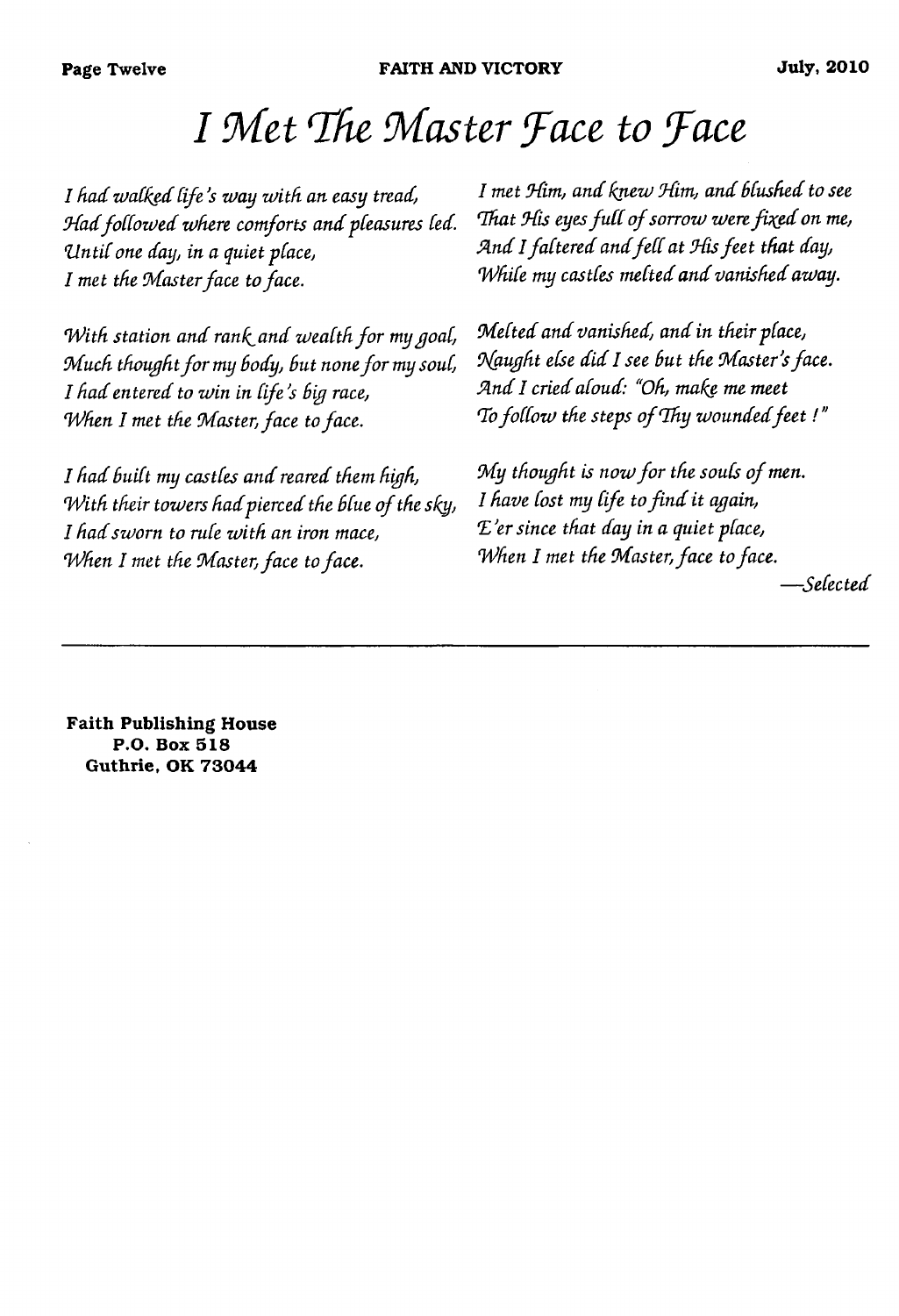# *I Met The Master Face to Face*

*I had walked life's way with an easy tread,*
*Had followed where comforts and pleasures led.*
*Until one day, in a quiet place,*
*I met the Master face to face.*

*With station and rank and wealth for my goal,*
*Much thought for my body, but none for my soul,*
*I had entered to win in life's big race,*
*When I met the Master, face to face.*

*I had built my castles and reared them high,*
*With their towers had pierced the blue of the sky,*
*I had sworn to rule with an iron mace,*
*When I met the Master, face to face.*

*I met Him, and knew Him, and blushed to see*
*That His eyes full of sorrow were fixed on me,*
*And I faltered and fell at His feet that day,*
*While my castles melted and vanished away.*

*Melted and vanished, and in their place,*
*Naught else did I see but the Master's face.*
*And I cried aloud: "Oh, make me meet*
*To follow the steps of Thy wounded feet!"*

*My thought is now for the souls of men.*
*I have lost my life to find it again,*
*E'er since that day in a quiet place,*
*When I met the Master, face to face.*

—*Selected*

---

**Faith Publishing House**
**P.O. Box 518**
**Guthrie, OK 73044**